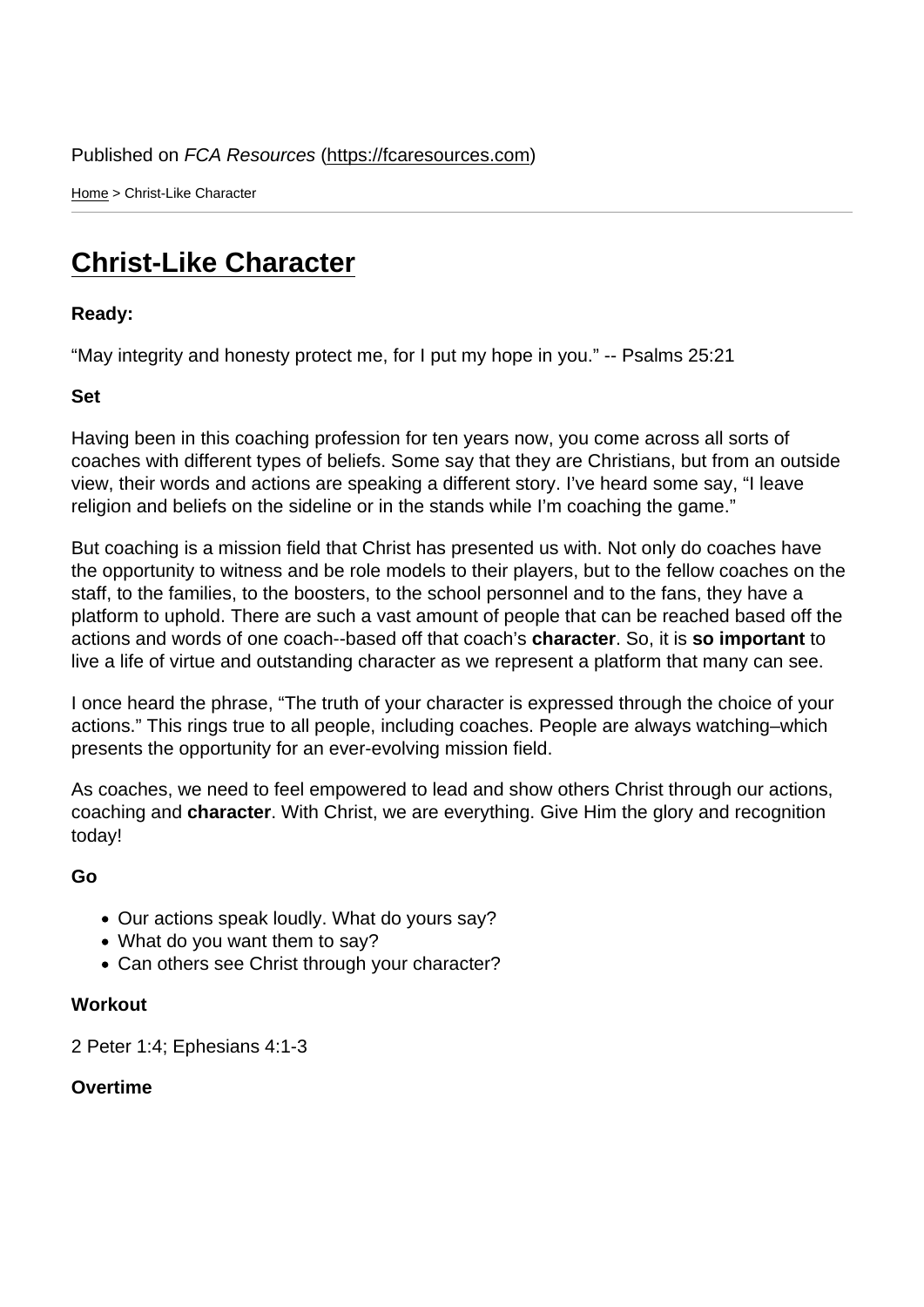Published on *FCA Resources* (https://fcaresources.com)

Home > Christ-Like Character

# Christ-Like Character

**Ready:**

“May integrity and honesty protect me, for I put my hope in you.” -- Psalms 25:21

**Set**

Having been in this coaching profession for ten years now, you come across all sorts of coaches with different types of beliefs. Some say that they are Christians, but from an outside view, their words and actions are speaking a different story. I’ve heard some say, “I leave religion and beliefs on the sideline or in the stands while I’m coaching the game.”

But coaching is a mission field that Christ has presented us with. Not only do coaches have the opportunity to witness and be role models to their players, but to the fellow coaches on the staff, to the families, to the boosters, to the school personnel and to the fans, they have a platform to uphold. There are such a vast amount of people that can be reached based off the actions and words of one coach--based off that coach’s **character**. So, it is **so important** to live a life of virtue and outstanding character as we represent a platform that many can see.

I once heard the phrase, “The truth of your character is expressed through the choice of your actions.” This rings true to all people, including coaches. People are always watching–which presents the opportunity for an ever-evolving mission field.

As coaches, we need to feel empowered to lead and show others Christ through our actions, coaching and **character**. With Christ, we are everything. Give Him the glory and recognition today!

**Go**

- Our actions speak loudly. What do yours say?
- What do you want them to say?
- Can others see Christ through your character?

**Workout**

2 Peter 1:4; Ephesians 4:1-3

**Overtime**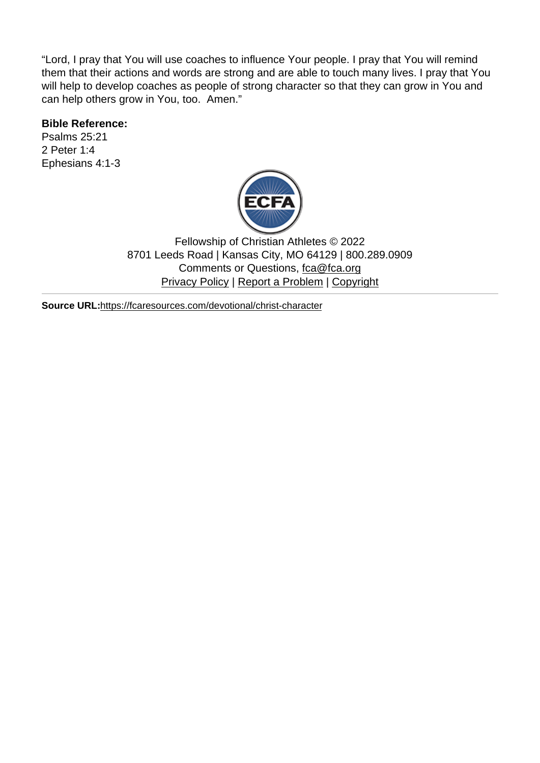"Lord, I pray that You will use coaches to influence Your people. I pray that You will remind them that their actions and words are strong and are able to touch many lives. I pray that You will help to develop coaches as people of strong character so that they can grow in You and can help others grow in You, too.  Amen."

**Bible Reference:**
Psalms 25:21
2 Peter 1:4
Ephesians 4:1-3

Fellowship of Christian Athletes © 2022
8701 Leeds Road | Kansas City, MO 64129 | 800.289.0909
Comments or Questions, fca@fca.org
Privacy Policy | Report a Problem | Copyright

---

**Source URL:**https://fcaresources.com/devotional/christ-character